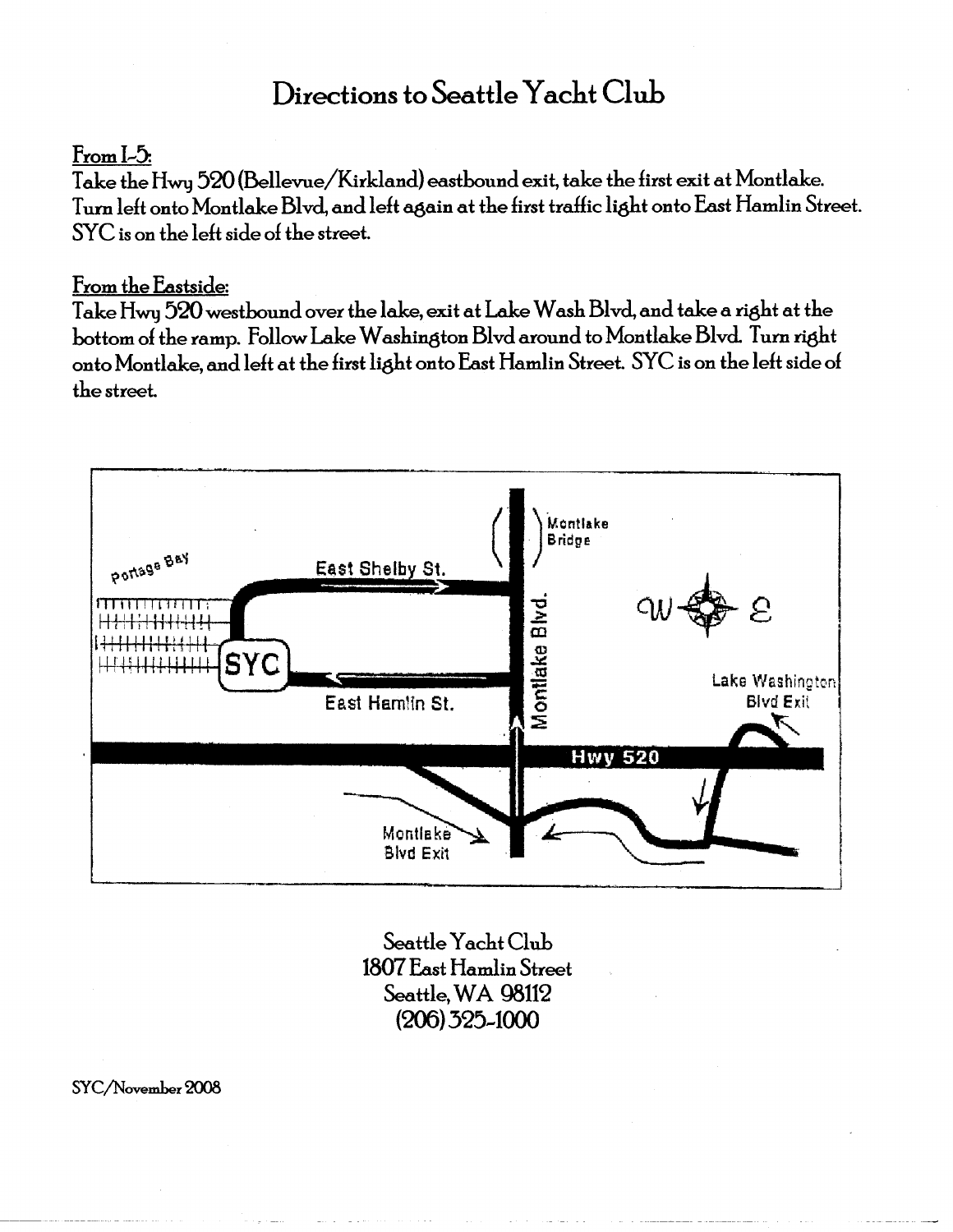# Directions to Seattle Yacht Club

From I-5:

Take the Hwy 520 (Bellevue/Kirkland) eastbound exit, take the first exit at Montlake. Turn left onto Montlake Blvd, and left again at the first traffic light onto East Hamlin Street. SYC is on the left side of the street.

From the Eastside:

Take Hwy 520 westbound over the lake, exit at Lake Wash Blvd, and take a right at the bottom of the ramp. Follow Lake Washington Blvd around to Montlake Blvd. Turn right onto Montlake, and left at the first light onto East Hamlin Street. SYC is on the left side of the street.

Seattle Yacht Club
1807 East Hamlin Street
Seattle, WA 98112
(206) 325-1000

SYC/November 2008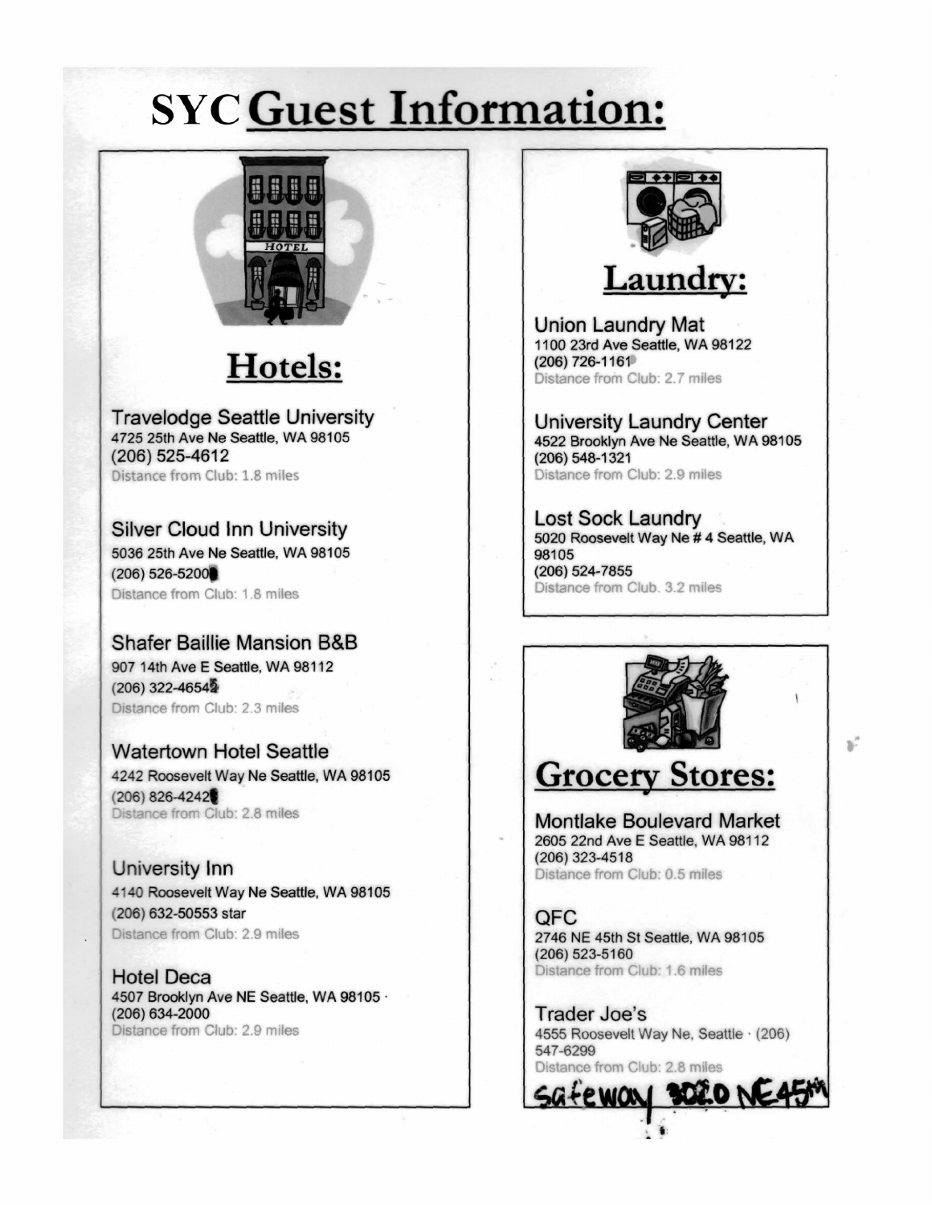# SYC Guest Information:

## Hotels:

**Travelodge Seattle University**
4725 25th Ave Ne Seattle, WA 98105
(206) 525-4612
Distance from Club: 1.8 miles

**Silver Cloud Inn University**
5036 25th Ave Ne Seattle, WA 98105
(206) 526-5200
Distance from Club: 1.8 miles

**Shafer Baillie Mansion B&B**
907 14th Ave E Seattle, WA 98112
(206) 322-4654
Distance from Club: 2.3 miles

**Watertown Hotel Seattle**
4242 Roosevelt Way Ne Seattle, WA 98105
(206) 826-4242
Distance from Club: 2.8 miles

**University Inn**
4140 Roosevelt Way Ne Seattle, WA 98105
(206) 632-50553 star
Distance from Club: 2.9 miles

**Hotel Deca**
4507 Brooklyn Ave NE Seattle, WA 98105 ·
(206) 634-2000
Distance from Club: 2.9 miles

## Laundry:

**Union Laundry Mat**
1100 23rd Ave Seattle, WA 98122
(206) 726-1161
Distance from Club: 2.7 miles

**University Laundry Center**
4522 Brooklyn Ave Ne Seattle, WA 98105
(206) 548-1321
Distance from Club: 2.9 miles

**Lost Sock Laundry**
5020 Roosevelt Way Ne # 4 Seattle, WA 98105
(206) 524-7855
Distance from Club. 3.2 miles

## Grocery Stores:

**Montlake Boulevard Market**
2605 22nd Ave E Seattle, WA 98112
(206) 323-4518
Distance from Club: 0.5 miles

**QFC**
2746 NE 45th St Seattle, WA 98105
(206) 523-5160
Distance from Club: 1.6 miles

**Trader Joe's**
4555 Roosevelt Way Ne, Seattle · (206) 547-6299
Distance from Club: 2.8 miles

Safeway 3020 NE 45th